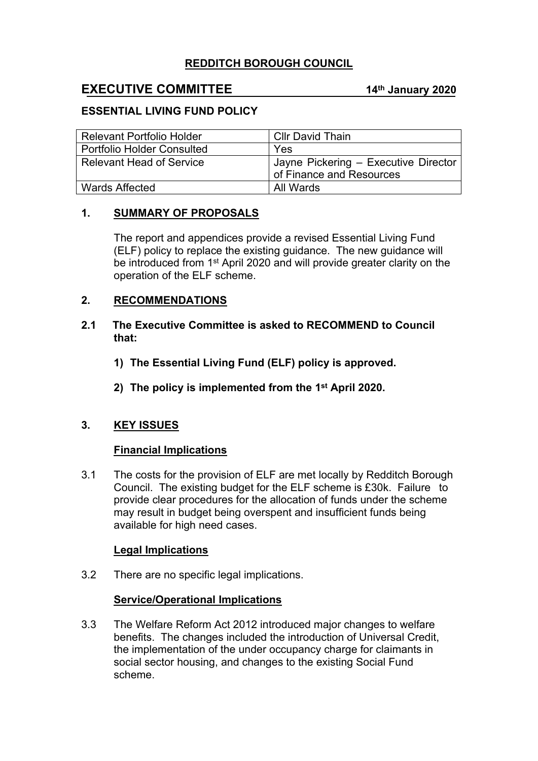# REDDITCH BOROUGH COUNCIL

## EXECUTIVE COMMITTEE 14th January 2020

### ESSENTIAL LIVING FUND POLICY

| Relevant Portfolio Holder | Cllr David Thain |
|---|---|
| Portfolio Holder Consulted | Yes |
| Relevant Head of Service | Jayne Pickering – Executive Director of Finance and Resources |
| Wards Affected | All Wards |

### 1. SUMMARY OF PROPOSALS

The report and appendices provide a revised Essential Living Fund (ELF) policy to replace the existing guidance. The new guidance will be introduced from 1st April 2020 and will provide greater clarity on the operation of the ELF scheme.

### 2. RECOMMENDATIONS

**2.1 The Executive Committee is asked to RECOMMEND to Council that:**

**1) The Essential Living Fund (ELF) policy is approved.**

**2) The policy is implemented from the 1st April 2020.**

### 3. KEY ISSUES

**Financial Implications**

3.1 The costs for the provision of ELF are met locally by Redditch Borough Council. The existing budget for the ELF scheme is £30k. Failure to provide clear procedures for the allocation of funds under the scheme may result in budget being overspent and insufficient funds being available for high need cases.

**Legal Implications**

3.2 There are no specific legal implications.

**Service/Operational Implications**

3.3 The Welfare Reform Act 2012 introduced major changes to welfare benefits. The changes included the introduction of Universal Credit, the implementation of the under occupancy charge for claimants in social sector housing, and changes to the existing Social Fund scheme.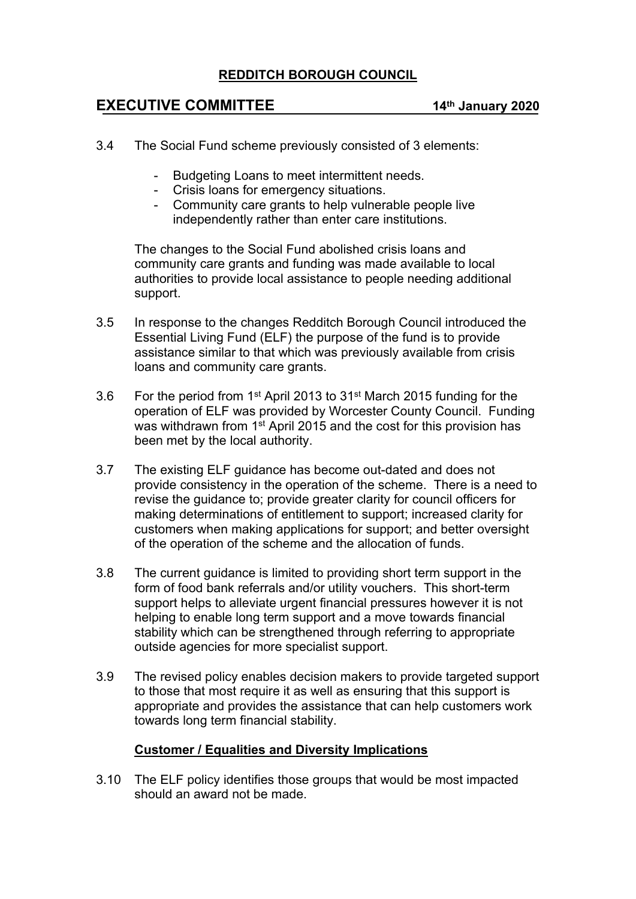3.4 The Social Fund scheme previously consisted of 3 elements:

- Budgeting Loans to meet intermittent needs.
- Crisis loans for emergency situations.
- Community care grants to help vulnerable people live independently rather than enter care institutions.

The changes to the Social Fund abolished crisis loans and community care grants and funding was made available to local authorities to provide local assistance to people needing additional support.

3.5 In response to the changes Redditch Borough Council introduced the Essential Living Fund (ELF) the purpose of the fund is to provide assistance similar to that which was previously available from crisis loans and community care grants.

3.6 For the period from 1st April 2013 to 31st March 2015 funding for the operation of ELF was provided by Worcester County Council. Funding was withdrawn from 1st April 2015 and the cost for this provision has been met by the local authority.

3.7 The existing ELF guidance has become out-dated and does not provide consistency in the operation of the scheme. There is a need to revise the guidance to; provide greater clarity for council officers for making determinations of entitlement to support; increased clarity for customers when making applications for support; and better oversight of the operation of the scheme and the allocation of funds.

3.8 The current guidance is limited to providing short term support in the form of food bank referrals and/or utility vouchers. This short-term support helps to alleviate urgent financial pressures however it is not helping to enable long term support and a move towards financial stability which can be strengthened through referring to appropriate outside agencies for more specialist support.

3.9 The revised policy enables decision makers to provide targeted support to those that most require it as well as ensuring that this support is appropriate and provides the assistance that can help customers work towards long term financial stability.

**Customer / Equalities and Diversity Implications**

3.10 The ELF policy identifies those groups that would be most impacted should an award not be made.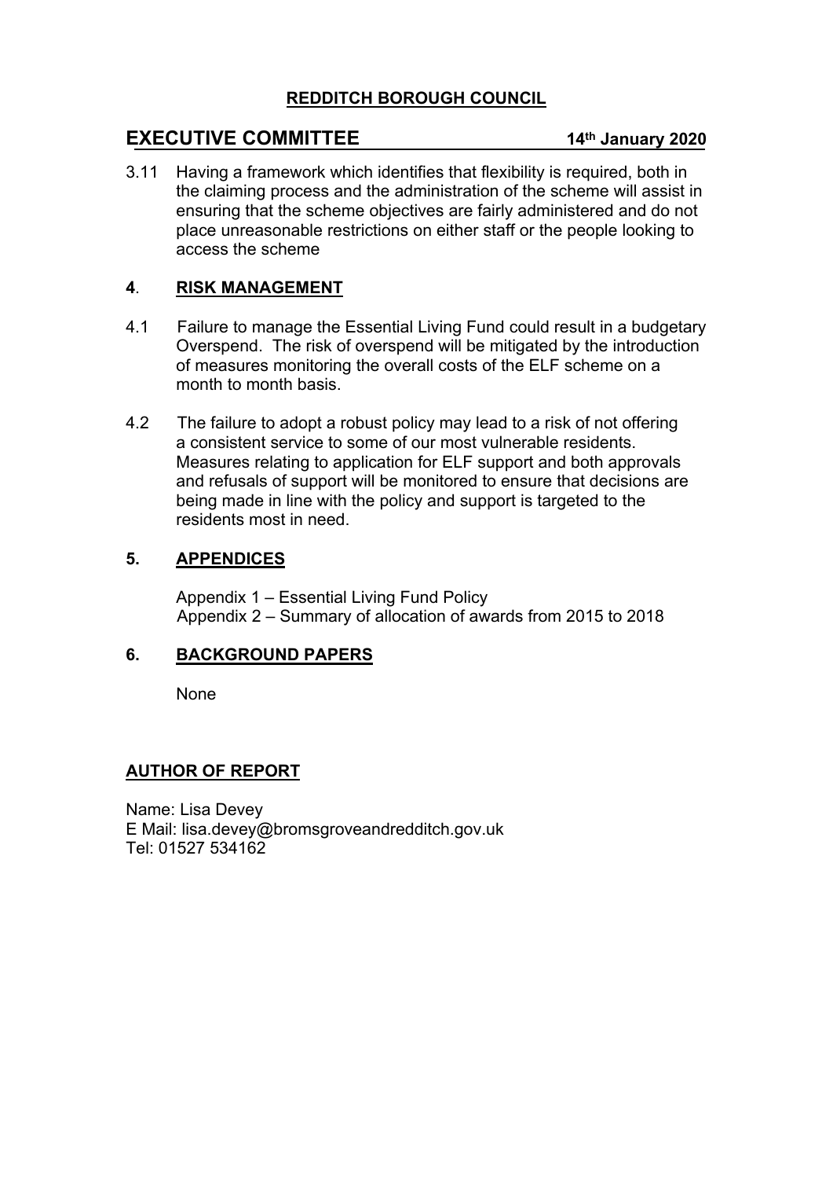3.11 Having a framework which identifies that flexibility is required, both in the claiming process and the administration of the scheme will assist in ensuring that the scheme objectives are fairly administered and do not place unreasonable restrictions on either staff or the people looking to access the scheme

## 4. RISK MANAGEMENT

4.1 Failure to manage the Essential Living Fund could result in a budgetary Overspend. The risk of overspend will be mitigated by the introduction of measures monitoring the overall costs of the ELF scheme on a month to month basis.

4.2 The failure to adopt a robust policy may lead to a risk of not offering a consistent service to some of our most vulnerable residents. Measures relating to application for ELF support and both approvals and refusals of support will be monitored to ensure that decisions are being made in line with the policy and support is targeted to the residents most in need.

## 5. APPENDICES

Appendix 1 – Essential Living Fund Policy
Appendix 2 – Summary of allocation of awards from 2015 to 2018

## 6. BACKGROUND PAPERS

None

## AUTHOR OF REPORT

Name: Lisa Devey
E Mail: lisa.devey@bromsgroveandredditch.gov.uk
Tel: 01527 534162